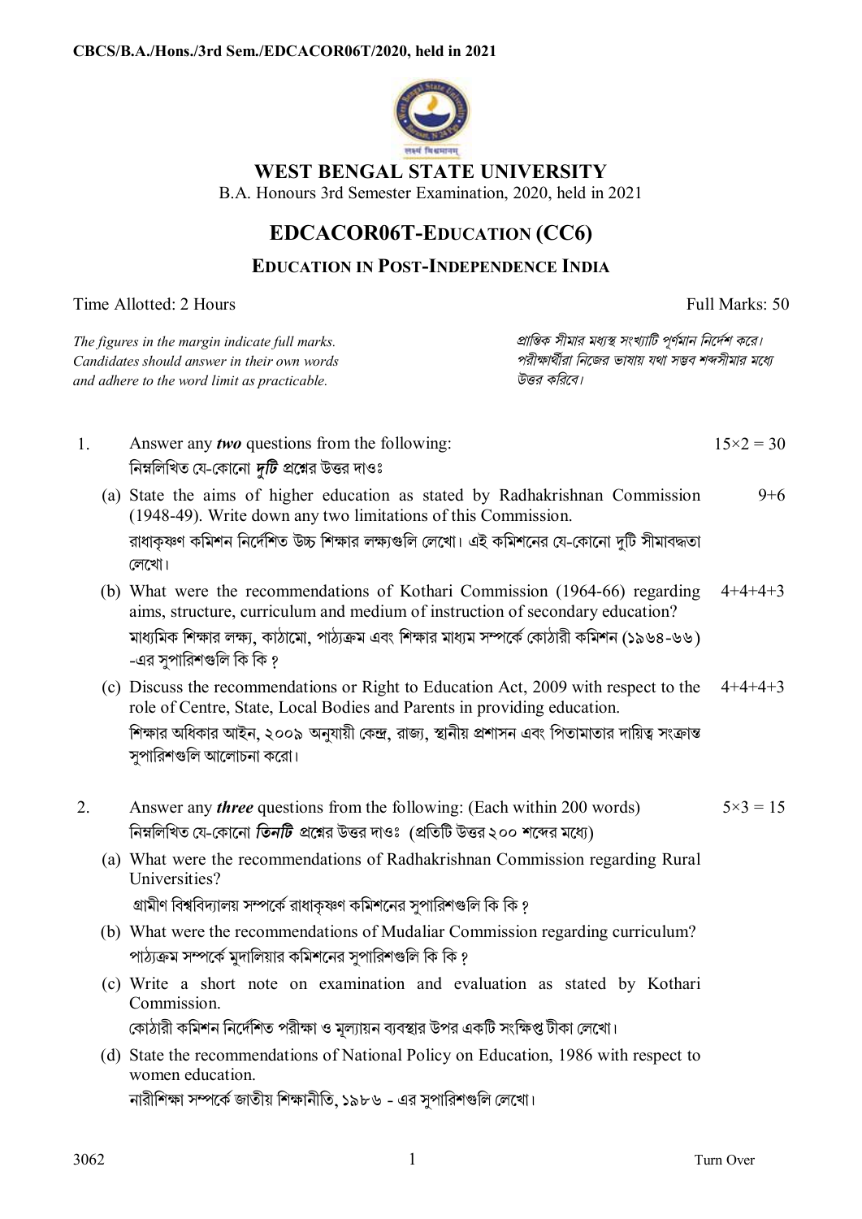CBCS/B.A./Hons./3rd Sem./EDCACOR06T/2020, held in 2021

# WEST BENGAL STATE UNIVERSITY

B.A. Honours 3rd Semester Examination, 2020, held in 2021

## EDCACOR06T-EDUCATION (CC6)

### EDUCATION IN POST-INDEPENDENCE INDIA

Time Allotted: 2 Hours | Full Marks: 50

*The figures in the margin indicate full marks.*
*Candidates should answer in their own words and adhere to the word limit as practicable.*

*প্রান্তিক সীমার মধ্যস্থ সংখ্যাটি পূর্ণমান নির্দেশ করে।*
*পরীক্ষার্থীরা নিজের ভাষায় যথা সম্ভব শব্দসীমার মধ্যে উত্তর করিবে।*

1. Answer any ***two*** questions from the following: $15 \times 2 = 30$

   নিম্নলিখিত যে-কোনো ***দুটি*** প্রশ্নের উত্তর দাওঃ

   (a) State the aims of higher education as stated by Radhakrishnan Commission (1948-49). Write down any two limitations of this Commission. 9+6

   রাধাকৃষ্ণণ কমিশন নির্দেশিত উচ্চ শিক্ষার লক্ষ্যগুলি লেখো। এই কমিশনের যে-কোনো দুটি সীমাবদ্ধতা লেখো।

   (b) What were the recommendations of Kothari Commission (1964-66) regarding aims, structure, curriculum and medium of instruction of secondary education? 4+4+4+3

   মাধ্যমিক শিক্ষার লক্ষ্য, কাঠামো, পাঠ্যক্রম এবং শিক্ষার মাধ্যম সম্পর্কে কোঠারী কমিশন (১৯৬৪-৬৬) -এর সুপারিশগুলি কি কি ?

   (c) Discuss the recommendations or Right to Education Act, 2009 with respect to the role of Centre, State, Local Bodies and Parents in providing education. 4+4+4+3

   শিক্ষার অধিকার আইন, ২০০৯ অনুযায়ী কেন্দ্র, রাজ্য, স্থানীয় প্রশাসন এবং পিতামাতার দায়িত্ব সংক্রান্ত সুপারিশগুলি আলোচনা করো।

2. Answer any ***three*** questions from the following: (Each within 200 words) $5 \times 3 = 15$

   নিম্নলিখিত যে-কোনো ***তিনটি*** প্রশ্নের উত্তর দাওঃ (প্রতিটি উত্তর ২০০ শব্দের মধ্যে)

   (a) What were the recommendations of Radhakrishnan Commission regarding Rural Universities?

   গ্রামীণ বিশ্ববিদ্যালয় সম্পর্কে রাধাকৃষ্ণণ কমিশনের সুপারিশগুলি কি কি ?

   (b) What were the recommendations of Mudaliar Commission regarding curriculum?

   পাঠ্যক্রম সম্পর্কে মুদালিয়ার কমিশনের সুপারিশগুলি কি কি ?

   (c) Write a short note on examination and evaluation as stated by Kothari Commission.

   কোঠারী কমিশন নির্দেশিত পরীক্ষা ও মূল্যায়ন ব্যবস্থার উপর একটি সংক্ষিপ্ত টীকা লেখো।

   (d) State the recommendations of National Policy on Education, 1986 with respect to women education.

   নারীশিক্ষা সম্পর্কে জাতীয় শিক্ষানীতি, ১৯৮৬ - এর সুপারিশগুলি লেখো।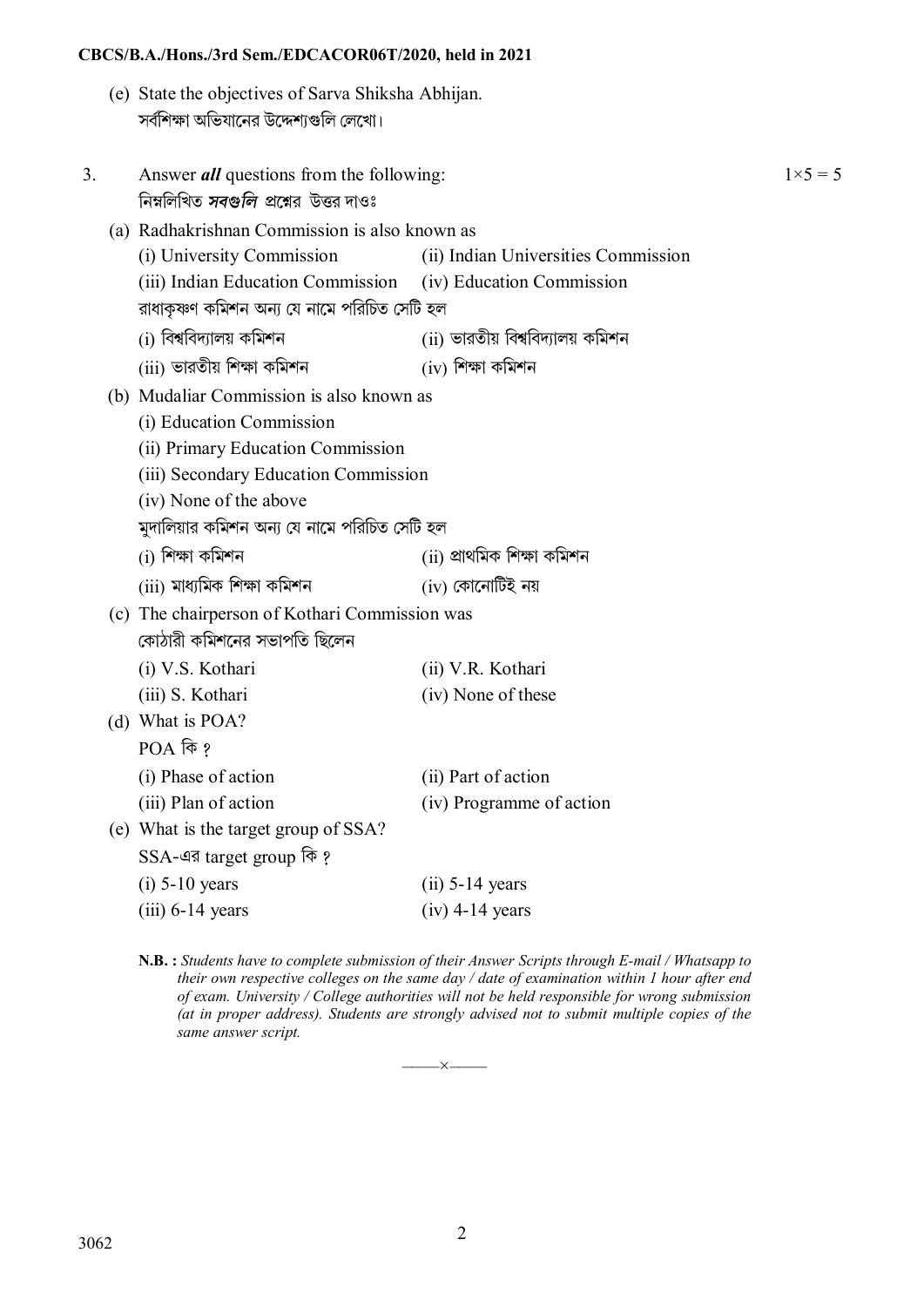(e) State the objectives of Sarva Shiksha Abhijan.
সর্বশিক্ষা অভিযানের উদ্দেশ্যগুলি লেখো।

3. Answer ***all*** questions from the following: 1×5 = 5
নিম্নলিখিত ***সবগুলি*** প্রশ্নের উত্তর দাওঃ

(a) Radhakrishnan Commission is also known as

| | |
|---|---|
| (i) University Commission | (ii) Indian Universities Commission |
| (iii) Indian Education Commission | (iv) Education Commission |

রাধাকৃষ্ণণ কমিশন অন্য যে নামে পরিচিত সেটি হল

| | |
|---|---|
| (i) বিশ্ববিদ্যালয় কমিশন | (ii) ভারতীয় বিশ্ববিদ্যালয় কমিশন |
| (iii) ভারতীয় শিক্ষা কমিশন | (iv) শিক্ষা কমিশন |

(b) Mudaliar Commission is also known as

(i) Education Commission
(ii) Primary Education Commission
(iii) Secondary Education Commission
(iv) None of the above

মুদালিয়ার কমিশন অন্য যে নামে পরিচিত সেটি হল

| | |
|---|---|
| (i) শিক্ষা কমিশন | (ii) প্রাথমিক শিক্ষা কমিশন |
| (iii) মাধ্যমিক শিক্ষা কমিশন | (iv) কোনোটিই নয় |

(c) The chairperson of Kothari Commission was
কোঠারী কমিশনের সভাপতি ছিলেন

| | |
|---|---|
| (i) V.S. Kothari | (ii) V.R. Kothari |
| (iii) S. Kothari | (iv) None of these |

(d) What is POA?
POA কি ?

| | |
|---|---|
| (i) Phase of action | (ii) Part of action |
| (iii) Plan of action | (iv) Programme of action |

(e) What is the target group of SSA?
SSA-এর target group কি ?

| | |
|---|---|
| (i) 5-10 years | (ii) 5-14 years |
| (iii) 6-14 years | (iv) 4-14 years |

**N.B. :** *Students have to complete submission of their Answer Scripts through E-mail / Whatsapp to their own respective colleges on the same day / date of examination within 1 hour after end of exam. University / College authorities will not be held responsible for wrong submission (at in proper address). Students are strongly advised not to submit multiple copies of the same answer script.*

——×——